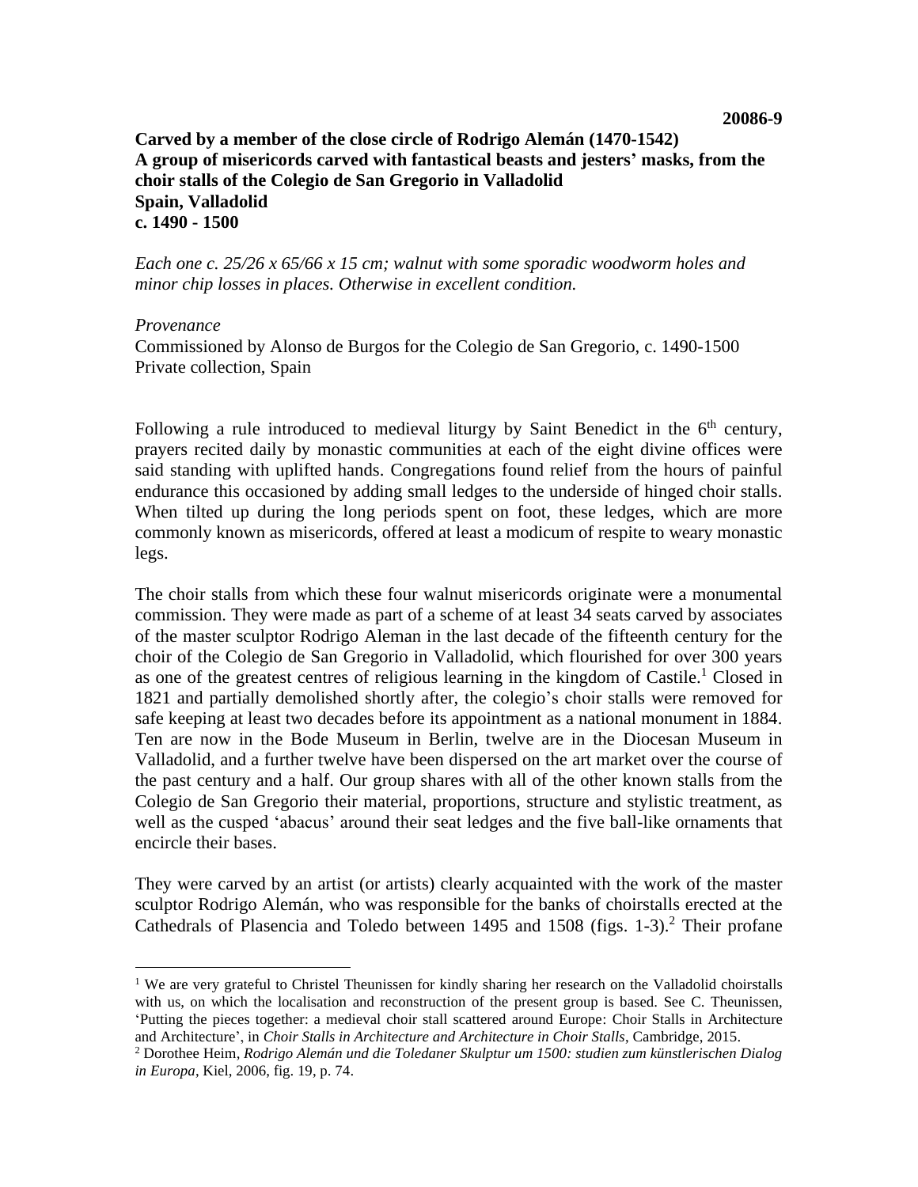**20086-9**

**Carved by a member of the close circle of Rodrigo Alemán (1470-1542)**
**A group of misericords carved with fantastical beasts and jesters' masks, from the choir stalls of the Colegio de San Gregorio in Valladolid**
**Spain, Valladolid**
**c. 1490 - 1500**

*Each one c. 25/26 x 65/66 x 15 cm; walnut with some sporadic woodworm holes and minor chip losses in places. Otherwise in excellent condition.*

*Provenance*
Commissioned by Alonso de Burgos for the Colegio de San Gregorio, c. 1490-1500
Private collection, Spain

Following a rule introduced to medieval liturgy by Saint Benedict in the 6th century, prayers recited daily by monastic communities at each of the eight divine offices were said standing with uplifted hands. Congregations found relief from the hours of painful endurance this occasioned by adding small ledges to the underside of hinged choir stalls. When tilted up during the long periods spent on foot, these ledges, which are more commonly known as misericords, offered at least a modicum of respite to weary monastic legs.

The choir stalls from which these four walnut misericords originate were a monumental commission. They were made as part of a scheme of at least 34 seats carved by associates of the master sculptor Rodrigo Aleman in the last decade of the fifteenth century for the choir of the Colegio de San Gregorio in Valladolid, which flourished for over 300 years as one of the greatest centres of religious learning in the kingdom of Castile.[1] Closed in 1821 and partially demolished shortly after, the colegio's choir stalls were removed for safe keeping at least two decades before its appointment as a national monument in 1884. Ten are now in the Bode Museum in Berlin, twelve are in the Diocesan Museum in Valladolid, and a further twelve have been dispersed on the art market over the course of the past century and a half. Our group shares with all of the other known stalls from the Colegio de San Gregorio their material, proportions, structure and stylistic treatment, as well as the cusped 'abacus' around their seat ledges and the five ball-like ornaments that encircle their bases.

They were carved by an artist (or artists) clearly acquainted with the work of the master sculptor Rodrigo Alemán, who was responsible for the banks of choirstalls erected at the Cathedrals of Plasencia and Toledo between 1495 and 1508 (figs. 1-3).[2] Their profane

[1] We are very grateful to Christel Theunissen for kindly sharing her research on the Valladolid choirstalls with us, on which the localisation and reconstruction of the present group is based. See C. Theunissen, 'Putting the pieces together: a medieval choir stall scattered around Europe: Choir Stalls in Architecture and Architecture', in *Choir Stalls in Architecture and Architecture in Choir Stalls*, Cambridge, 2015.

[2] Dorothee Heim, *Rodrigo Alemán und die Toledaner Skulptur um 1500: studien zum künstlerischen Dialog in Europa*, Kiel, 2006, fig. 19, p. 74.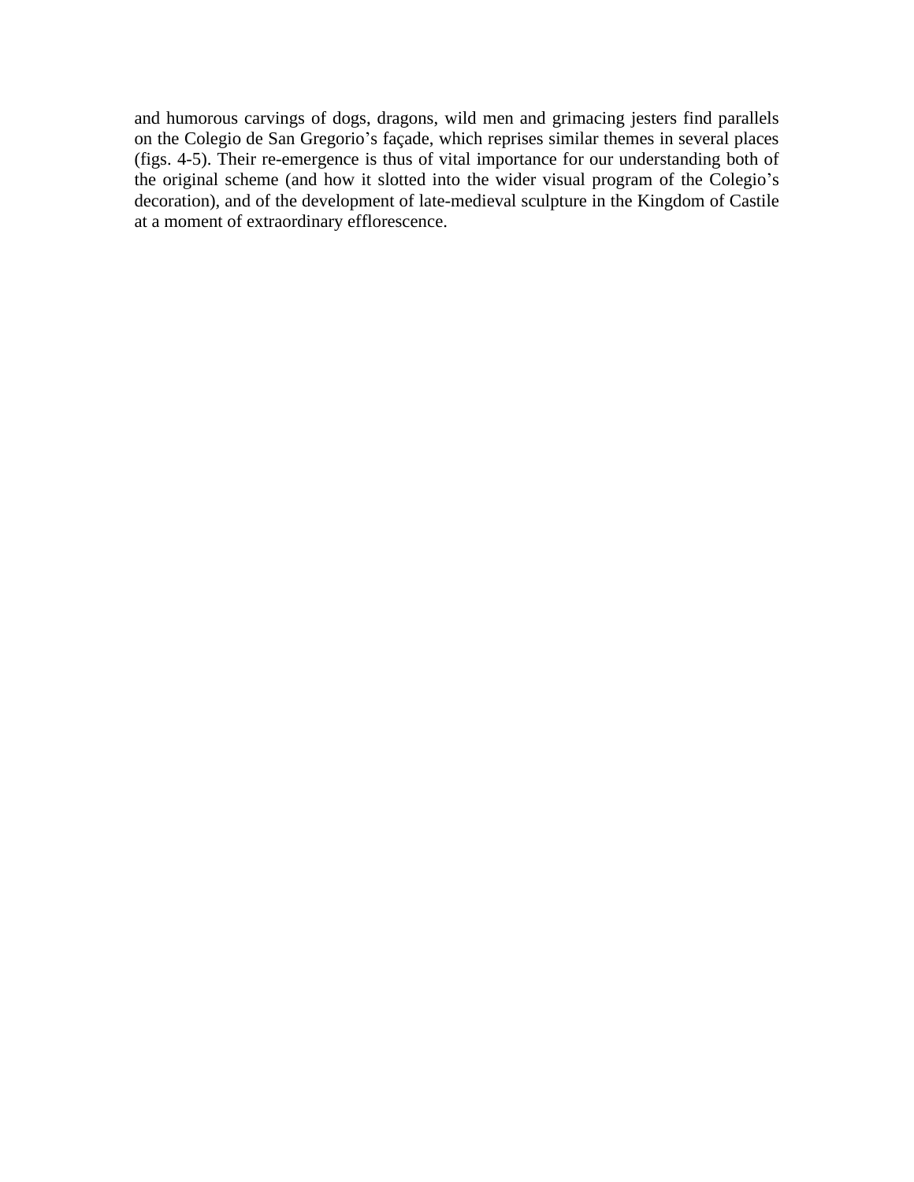and humorous carvings of dogs, dragons, wild men and grimacing jesters find parallels on the Colegio de San Gregorio's façade, which reprises similar themes in several places (figs. 4-5). Their re-emergence is thus of vital importance for our understanding both of the original scheme (and how it slotted into the wider visual program of the Colegio's decoration), and of the development of late-medieval sculpture in the Kingdom of Castile at a moment of extraordinary efflorescence.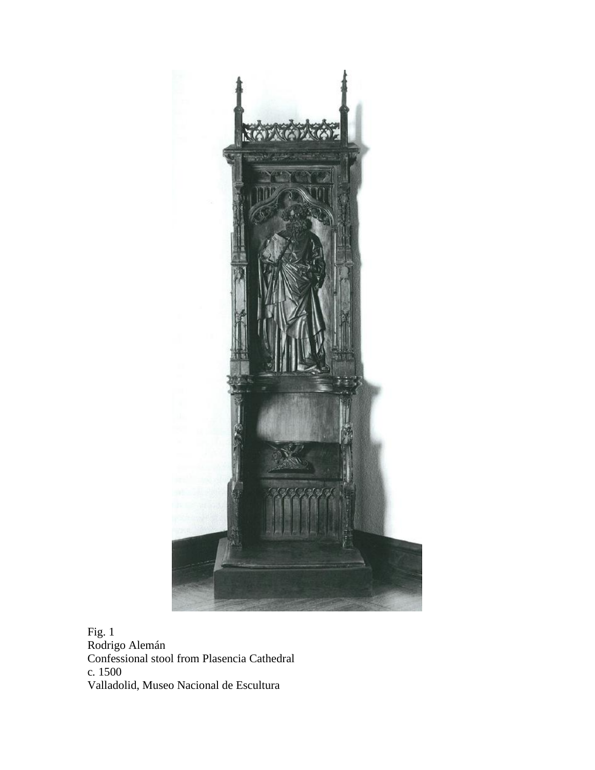Fig. 1
Rodrigo Alemán
Confessional stool from Plasencia Cathedral
c. 1500
Valladolid, Museo Nacional de Escultura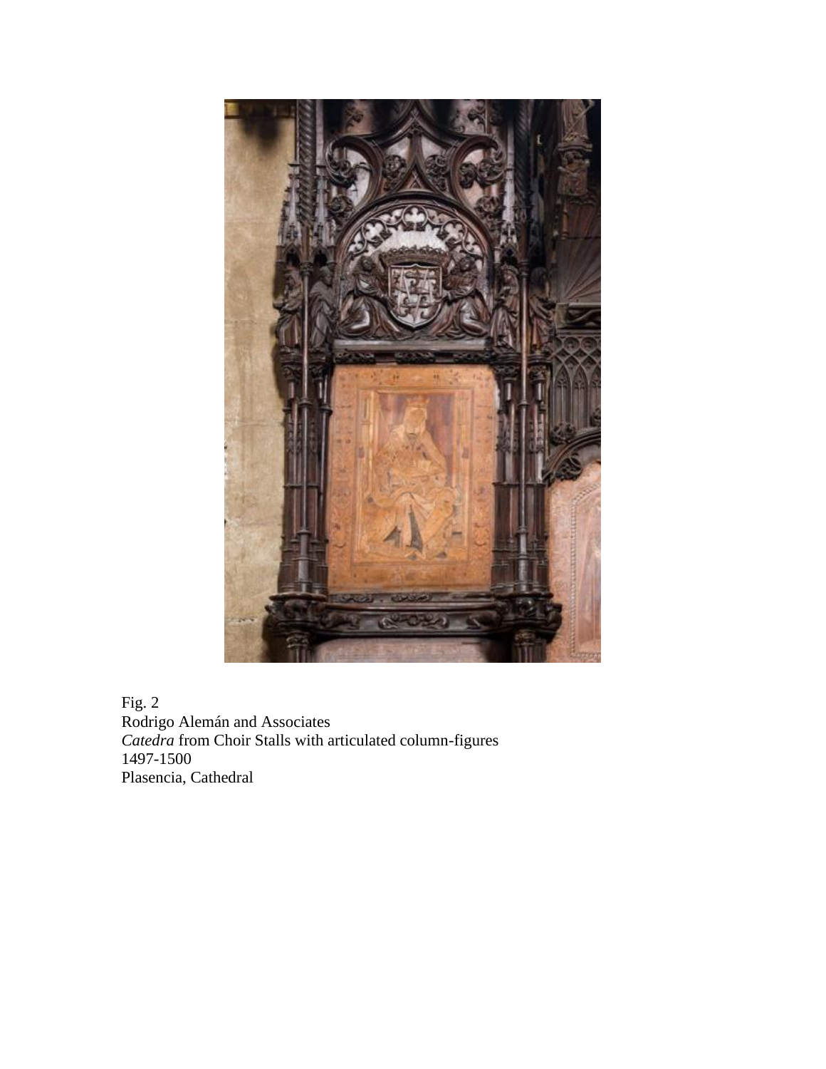Fig. 2
Rodrigo Alemán and Associates
*Catedra* from Choir Stalls with articulated column-figures
1497-1500
Plasencia, Cathedral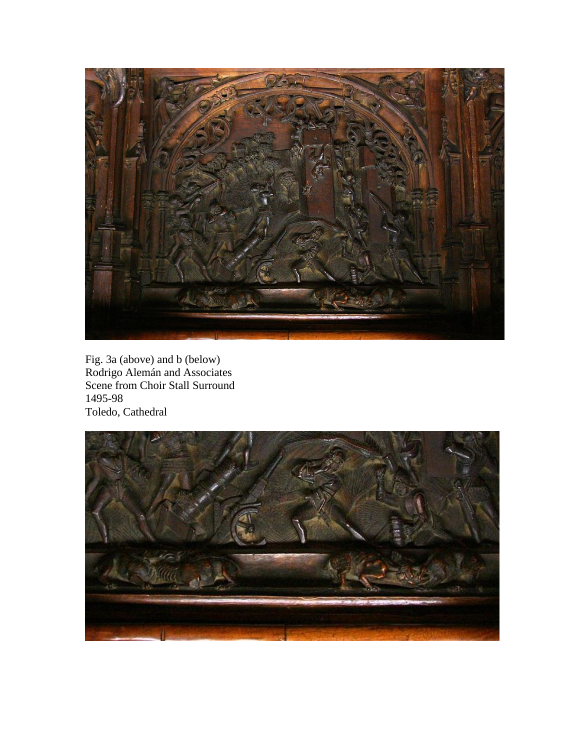Fig. 3a (above) and b (below)
Rodrigo Alemán and Associates
Scene from Choir Stall Surround
1495-98
Toledo, Cathedral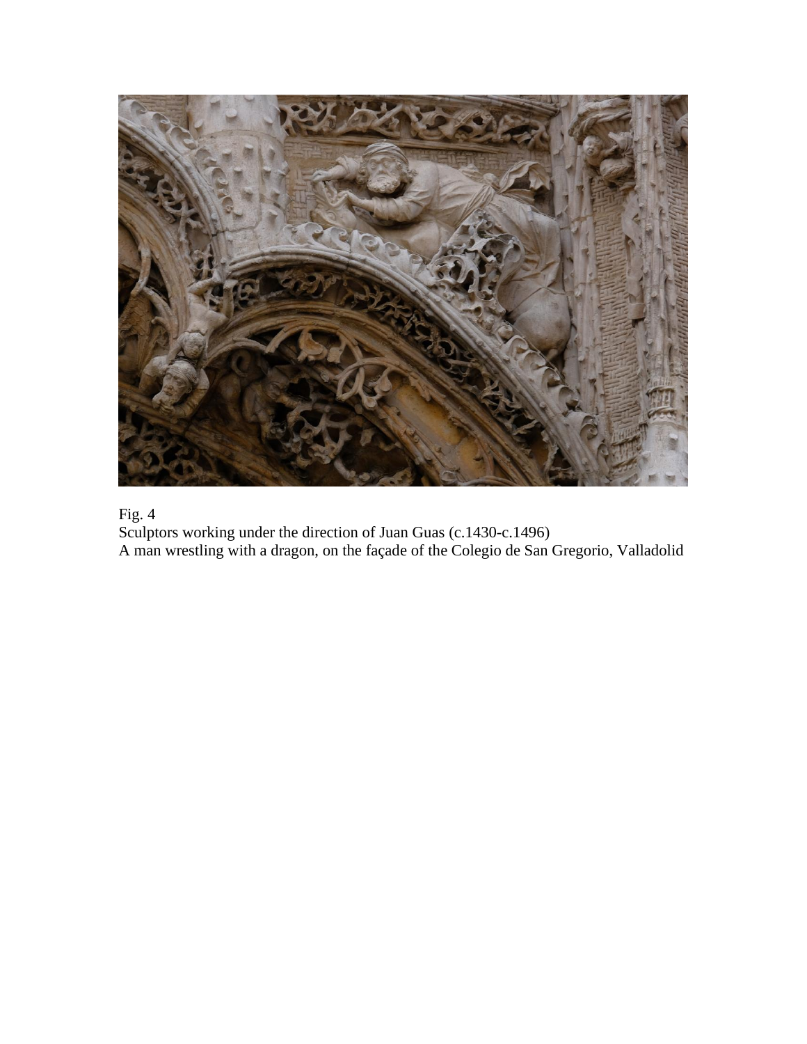Fig. 4
Sculptors working under the direction of Juan Guas (c.1430-c.1496)
A man wrestling with a dragon, on the façade of the Colegio de San Gregorio, Valladolid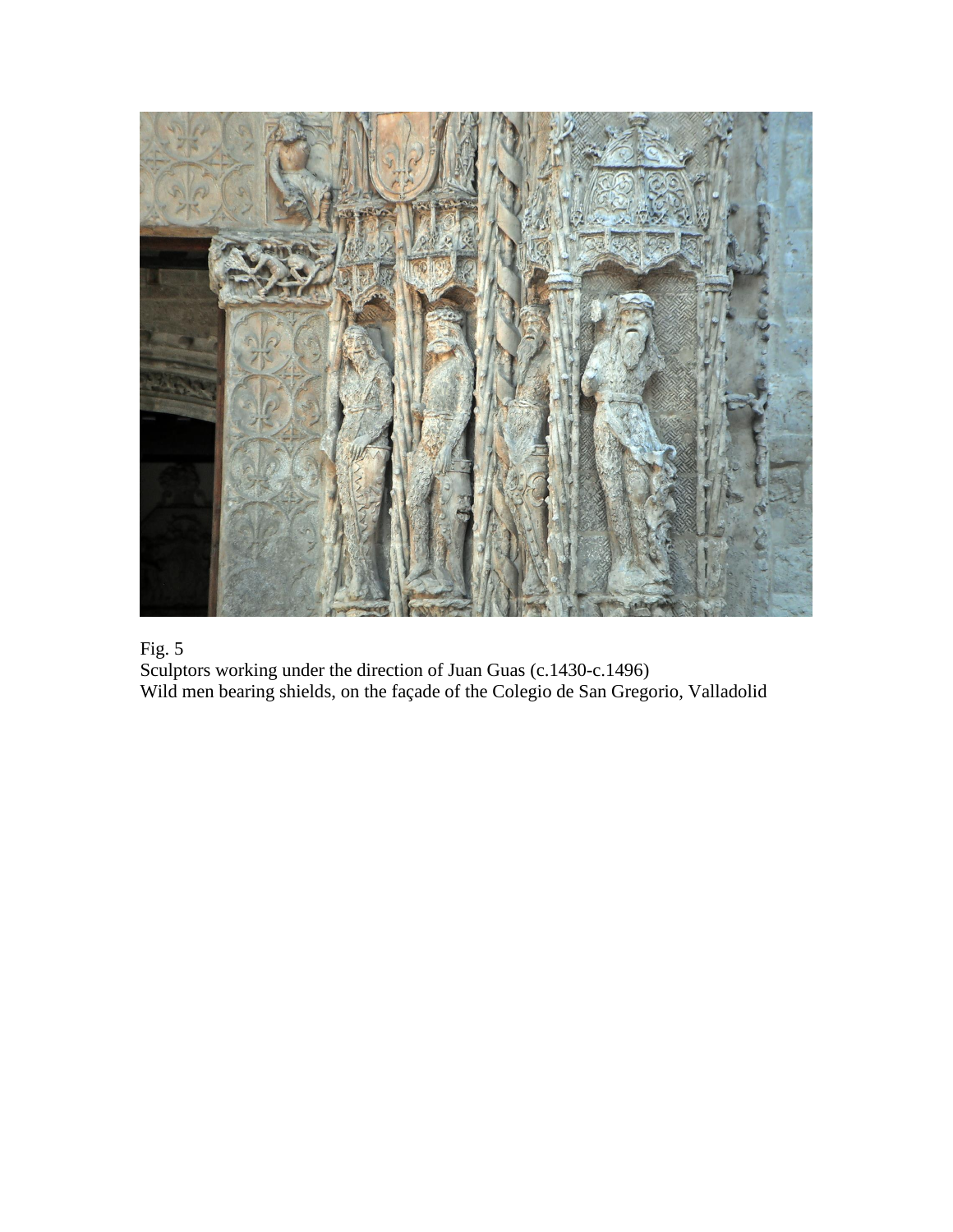Fig. 5

Sculptors working under the direction of Juan Guas (c.1430-c.1496)

Wild men bearing shields, on the façade of the Colegio de San Gregorio, Valladolid